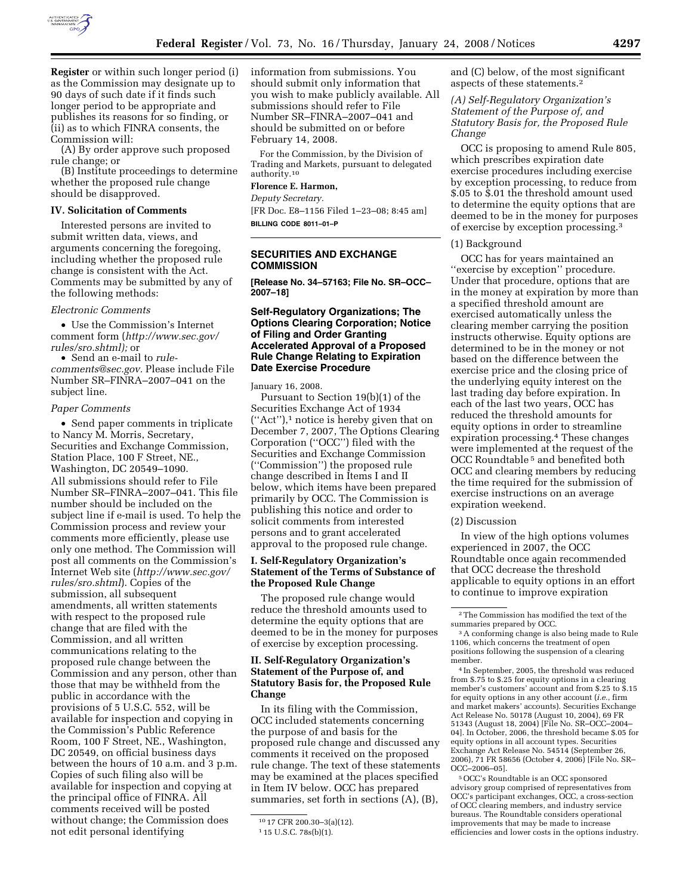**Register** or within such longer period (i) as the Commission may designate up to 90 days of such date if it finds such longer period to be appropriate and publishes its reasons for so finding, or (ii) as to which FINRA consents, the Commission will:

(A) By order approve such proposed rule change; or

(B) Institute proceedings to determine whether the proposed rule change should be disapproved.

### IV. Solicitation of Comments

Interested persons are invited to submit written data, views, and arguments concerning the foregoing, including whether the proposed rule change is consistent with the Act. Comments may be submitted by any of the following methods:

*Electronic Comments*

- Use the Commission's Internet comment form (*http://www.sec.gov/rules/sro.shtml);* or
- Send an e-mail to *rule-comments@sec.gov.* Please include File Number SR–FINRA–2007–041 on the subject line.

*Paper Comments*

- Send paper comments in triplicate to Nancy M. Morris, Secretary, Securities and Exchange Commission, Station Place, 100 F Street, NE., Washington, DC 20549–1090.

All submissions should refer to File Number SR–FINRA–2007–041. This file number should be included on the subject line if e-mail is used. To help the Commission process and review your comments more efficiently, please use only one method. The Commission will post all comments on the Commission's Internet Web site (*http://www.sec.gov/rules/sro.shtml*). Copies of the submission, all subsequent amendments, all written statements with respect to the proposed rule change that are filed with the Commission, and all written communications relating to the proposed rule change between the Commission and any person, other than those that may be withheld from the public in accordance with the provisions of 5 U.S.C. 552, will be available for inspection and copying in the Commission's Public Reference Room, 100 F Street, NE., Washington, DC 20549, on official business days between the hours of 10 a.m. and 3 p.m. Copies of such filing also will be available for inspection and copying at the principal office of FINRA. All comments received will be posted without change; the Commission does not edit personal identifying information from submissions. You should submit only information that you wish to make publicly available. All submissions should refer to File Number SR–FINRA–2007–041 and should be submitted on or before February 14, 2008.

For the Commission, by the Division of Trading and Markets, pursuant to delegated authority.[10]

**Florence E. Harmon,**

*Deputy Secretary.*

[FR Doc. E8–1156 Filed 1–23–08; 8:45 am]

**BILLING CODE 8011–01–P**

---

## SECURITIES AND EXCHANGE COMMISSION

**[Release No. 34–57163; File No. SR–OCC–2007–18]**

## Self-Regulatory Organizations; The Options Clearing Corporation; Notice of Filing and Order Granting Accelerated Approval of a Proposed Rule Change Relating to Expiration Date Exercise Procedure

January 16, 2008.

Pursuant to Section 19(b)(1) of the Securities Exchange Act of 1934 ("Act"),[1] notice is hereby given that on December 7, 2007, The Options Clearing Corporation ("OCC") filed with the Securities and Exchange Commission ("Commission") the proposed rule change described in Items I and II below, which items have been prepared primarily by OCC. The Commission is publishing this notice and order to solicit comments from interested persons and to grant accelerated approval to the proposed rule change.

### I. Self-Regulatory Organization's Statement of the Terms of Substance of the Proposed Rule Change

The proposed rule change would reduce the threshold amounts used to determine the equity options that are deemed to be in the money for purposes of exercise by exception processing.

### II. Self-Regulatory Organization's Statement of the Purpose of, and Statutory Basis for, the Proposed Rule Change

In its filing with the Commission, OCC included statements concerning the purpose of and basis for the proposed rule change and discussed any comments it received on the proposed rule change. The text of these statements may be examined at the places specified in Item IV below. OCC has prepared summaries, set forth in sections (A), (B), and (C) below, of the most significant aspects of these statements.[2]

*(A) Self-Regulatory Organization's Statement of the Purpose of, and Statutory Basis for, the Proposed Rule Change*

OCC is proposing to amend Rule 805, which prescribes expiration date exercise procedures including exercise by exception processing, to reduce from $.05 to $.01 the threshold amount used to determine the equity options that are deemed to be in the money for purposes of exercise by exception processing.[3]

(1) Background

OCC has for years maintained an "exercise by exception" procedure. Under that procedure, options that are in the money at expiration by more than a specified threshold amount are exercised automatically unless the clearing member carrying the position instructs otherwise. Equity options are determined to be in the money or not based on the difference between the exercise price and the closing price of the underlying equity interest on the last trading day before expiration. In each of the last two years, OCC has reduced the threshold amounts for equity options in order to streamline expiration processing.[4] These changes were implemented at the request of the OCC Roundtable[5] and benefited both OCC and clearing members by reducing the time required for the submission of exercise instructions on an average expiration weekend.

(2) Discussion

In view of the high options volumes experienced in 2007, the OCC Roundtable once again recommended that OCC decrease the threshold applicable to equity options in an effort to continue to improve expiration

---

[10] 17 CFR 200.30–3(a)(12).

[1] 15 U.S.C. 78s(b)(1).

[2] The Commission has modified the text of the summaries prepared by OCC.

[3] A conforming change is also being made to Rule 1106, which concerns the treatment of open positions following the suspension of a clearing member.

[4] In September, 2005, the threshold was reduced from $.75 to $.25 for equity options in a clearing member's customers' account and from $.25 to $.15 for equity options in any other account (*i.e.*, firm and market makers' accounts). Securities Exchange Act Release No. 50178 (August 10, 2004), 69 FR 51343 (August 18, 2004) [File No. SR–OCC–2004–04]. In October, 2006, the threshold became $.05 for equity options in all account types. Securities Exchange Act Release No. 54514 (September 26, 2006), 71 FR 58656 (October 4, 2006) [File No. SR–OCC–2006–05].

[5] OCC's Roundtable is an OCC sponsored advisory group comprised of representatives from OCC's participant exchanges, OCC, a cross-section of OCC clearing members, and industry service bureaus. The Roundtable considers operational improvements that may be made to increase efficiencies and lower costs in the options industry.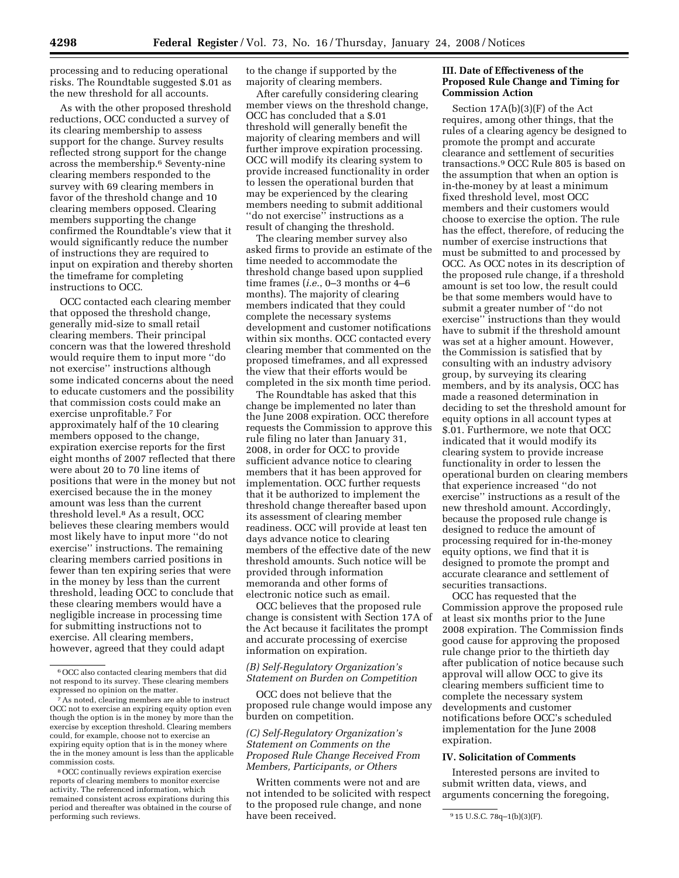processing and to reducing operational risks. The Roundtable suggested $.01 as the new threshold for all accounts.

As with the other proposed threshold reductions, OCC conducted a survey of its clearing membership to assess support for the change. Survey results reflected strong support for the change across the membership.[6] Seventy-nine clearing members responded to the survey with 69 clearing members in favor of the threshold change and 10 clearing members opposed. Clearing members supporting the change confirmed the Roundtable's view that it would significantly reduce the number of instructions they are required to input on expiration and thereby shorten the timeframe for completing instructions to OCC.

OCC contacted each clearing member that opposed the threshold change, generally mid-size to small retail clearing members. Their principal concern was that the lowered threshold would require them to input more ''do not exercise'' instructions although some indicated concerns about the need to educate customers and the possibility that commission costs could make an exercise unprofitable.[7] For approximately half of the 10 clearing members opposed to the change, expiration exercise reports for the first eight months of 2007 reflected that there were about 20 to 70 line items of positions that were in the money but not exercised because the in the money amount was less than the current threshold level.[8] As a result, OCC believes these clearing members would most likely have to input more ''do not exercise'' instructions. The remaining clearing members carried positions in fewer than ten expiring series that were in the money by less than the current threshold, leading OCC to conclude that these clearing members would have a negligible increase in processing time for submitting instructions not to exercise. All clearing members, however, agreed that they could adapt to the change if supported by the majority of clearing members.

After carefully considering clearing member views on the threshold change, OCC has concluded that a $.01 threshold will generally benefit the majority of clearing members and will further improve expiration processing. OCC will modify its clearing system to provide increased functionality in order to lessen the operational burden that may be experienced by the clearing members needing to submit additional ''do not exercise'' instructions as a result of changing the threshold.

The clearing member survey also asked firms to provide an estimate of the time needed to accommodate the threshold change based upon supplied time frames (*i.e.*, 0–3 months or 4–6 months). The majority of clearing members indicated that they could complete the necessary systems development and customer notifications within six months. OCC contacted every clearing member that commented on the proposed timeframes, and all expressed the view that their efforts would be completed in the six month time period.

The Roundtable has asked that this change be implemented no later than the June 2008 expiration. OCC therefore requests the Commission to approve this rule filing no later than January 31, 2008, in order for OCC to provide sufficient advance notice to clearing members that it has been approved for implementation. OCC further requests that it be authorized to implement the threshold change thereafter based upon its assessment of clearing member readiness. OCC will provide at least ten days advance notice to clearing members of the effective date of the new threshold amounts. Such notice will be provided through information memoranda and other forms of electronic notice such as email.

OCC believes that the proposed rule change is consistent with Section 17A of the Act because it facilitates the prompt and accurate processing of exercise information on expiration.

### *(B) Self-Regulatory Organization's Statement on Burden on Competition*

OCC does not believe that the proposed rule change would impose any burden on competition.

### *(C) Self-Regulatory Organization's Statement on Comments on the Proposed Rule Change Received From Members, Participants, or Others*

Written comments were not and are not intended to be solicited with respect to the proposed rule change, and none have been received.

## III. Date of Effectiveness of the Proposed Rule Change and Timing for Commission Action

Section 17A(b)(3)(F) of the Act requires, among other things, that the rules of a clearing agency be designed to promote the prompt and accurate clearance and settlement of securities transactions.[9] OCC Rule 805 is based on the assumption that when an option is in-the-money by at least a minimum fixed threshold level, most OCC members and their customers would choose to exercise the option. The rule has the effect, therefore, of reducing the number of exercise instructions that must be submitted to and processed by OCC. As OCC notes in its description of the proposed rule change, if a threshold amount is set too low, the result could be that some members would have to submit a greater number of ''do not exercise'' instructions than they would have to submit if the threshold amount was set at a higher amount. However, the Commission is satisfied that by consulting with an industry advisory group, by surveying its clearing members, and by its analysis, OCC has made a reasoned determination in deciding to set the threshold amount for equity options in all account types at $.01. Furthermore, we note that OCC indicated that it would modify its clearing system to provide increase functionality in order to lessen the operational burden on clearing members that experience increased ''do not exercise'' instructions as a result of the new threshold amount. Accordingly, because the proposed rule change is designed to reduce the amount of processing required for in-the-money equity options, we find that it is designed to promote the prompt and accurate clearance and settlement of securities transactions.

OCC has requested that the Commission approve the proposed rule at least six months prior to the June 2008 expiration. The Commission finds good cause for approving the proposed rule change prior to the thirtieth day after publication of notice because such approval will allow OCC to give its clearing members sufficient time to complete the necessary system developments and customer notifications before OCC's scheduled implementation for the June 2008 expiration.

## IV. Solicitation of Comments

Interested persons are invited to submit written data, views, and arguments concerning the foregoing,

---

[6] OCC also contacted clearing members that did not respond to its survey. These clearing members expressed no opinion on the matter.

[7] As noted, clearing members are able to instruct OCC not to exercise an expiring equity option even though the option is in the money by more than the exercise by exception threshold. Clearing members could, for example, choose not to exercise an expiring equity option that is in the money where the in the money amount is less than the applicable commission costs.

[8] OCC continually reviews expiration exercise reports of clearing members to monitor exercise activity. The referenced information, which remained consistent across expirations during this period and thereafter was obtained in the course of performing such reviews.

[9] 15 U.S.C. 78q–1(b)(3)(F).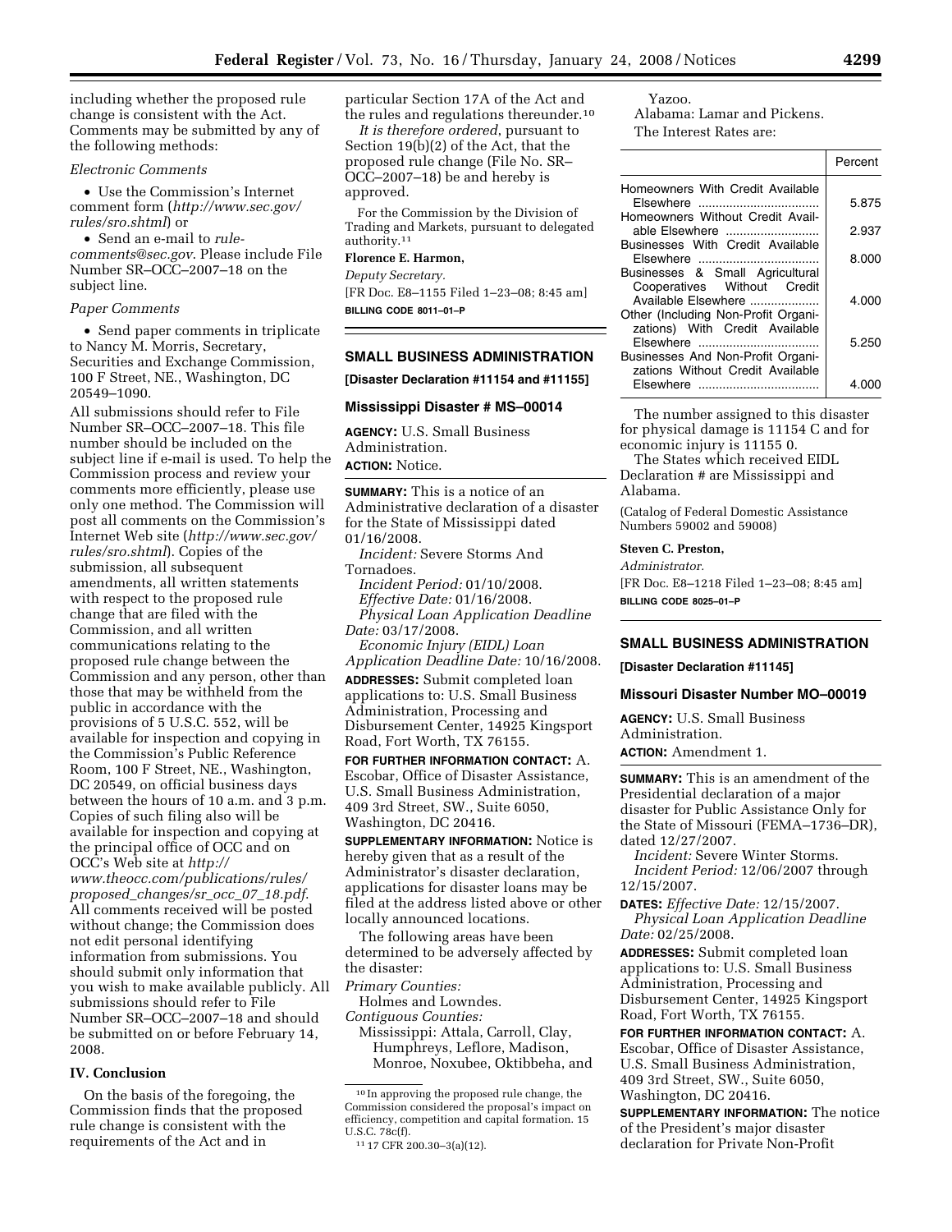including whether the proposed rule change is consistent with the Act. Comments may be submitted by any of the following methods:

*Electronic Comments*

• Use the Commission's Internet comment form (*http://www.sec.gov/rules/sro.shtml*) or

• Send an e-mail to *rule-comments@sec.gov*. Please include File Number SR–OCC–2007–18 on the subject line.

*Paper Comments*

• Send paper comments in triplicate to Nancy M. Morris, Secretary, Securities and Exchange Commission, 100 F Street, NE., Washington, DC 20549–1090.

All submissions should refer to File Number SR–OCC–2007–18. This file number should be included on the subject line if e-mail is used. To help the Commission process and review your comments more efficiently, please use only one method. The Commission will post all comments on the Commission's Internet Web site (*http://www.sec.gov/rules/sro.shtml*). Copies of the submission, all subsequent amendments, all written statements with respect to the proposed rule change that are filed with the Commission, and all written communications relating to the proposed rule change between the Commission and any person, other than those that may be withheld from the public in accordance with the provisions of 5 U.S.C. 552, will be available for inspection and copying in the Commission's Public Reference Room, 100 F Street, NE., Washington, DC 20549, on official business days between the hours of 10 a.m. and 3 p.m. Copies of such filing also will be available for inspection and copying at the principal office of OCC and on OCC's Web site at *http://www.theocc.com/publications/rules/proposed_changes/sr_occ_07_18.pdf*. All comments received will be posted without change; the Commission does not edit personal identifying information from submissions. You should submit only information that you wish to make available publicly. All submissions should refer to File Number SR–OCC–2007–18 and should be submitted on or before February 14, 2008.

## IV. Conclusion

On the basis of the foregoing, the Commission finds that the proposed rule change is consistent with the requirements of the Act and in particular Section 17A of the Act and the rules and regulations thereunder.[10]

*It is therefore ordered*, pursuant to Section 19(b)(2) of the Act, that the proposed rule change (File No. SR–OCC–2007–18) be and hereby is approved.

For the Commission by the Division of Trading and Markets, pursuant to delegated authority.[11]

**Florence E. Harmon,**

*Deputy Secretary.*

[FR Doc. E8–1155 Filed 1–23–08; 8:45 am]

**BILLING CODE 8011–01–P**

[10] In approving the proposed rule change, the Commission considered the proposal's impact on efficiency, competition and capital formation. 15 U.S.C. 78c(f).

[11] 17 CFR 200.30–3(a)(12).

## SMALL BUSINESS ADMINISTRATION

**[Disaster Declaration #11154 and #11155]**

### Mississippi Disaster # MS–00014

**AGENCY:** U.S. Small Business Administration.

**ACTION:** Notice.

**SUMMARY:** This is a notice of an Administrative declaration of a disaster for the State of Mississippi dated 01/16/2008.

*Incident:* Severe Storms And Tornadoes.

*Incident Period:* 01/10/2008.

*Effective Date:* 01/16/2008.

*Physical Loan Application Deadline Date:* 03/17/2008.

*Economic Injury (EIDL) Loan Application Deadline Date:* 10/16/2008.

**ADDRESSES:** Submit completed loan applications to: U.S. Small Business Administration, Processing and Disbursement Center, 14925 Kingsport Road, Fort Worth, TX 76155.

**FOR FURTHER INFORMATION CONTACT:** A. Escobar, Office of Disaster Assistance, U.S. Small Business Administration, 409 3rd Street, SW., Suite 6050, Washington, DC 20416.

**SUPPLEMENTARY INFORMATION:** Notice is hereby given that as a result of the Administrator's disaster declaration, applications for disaster loans may be filed at the address listed above or other locally announced locations.

The following areas have been determined to be adversely affected by the disaster:

*Primary Counties:*

Holmes and Lowndes.

*Contiguous Counties:*

Mississippi: Attala, Carroll, Clay, Humphreys, Leflore, Madison, Monroe, Noxubee, Oktibbeha, and Yazoo.

Alabama: Lamar and Pickens.

The Interest Rates are:

| | Percent |
|---|---|
| Homeowners With Credit Available Elsewhere | 5.875 |
| Homeowners Without Credit Available Elsewhere | 2.937 |
| Businesses With Credit Available Elsewhere | 8.000 |
| Businesses & Small Agricultural Cooperatives Without Credit Available Elsewhere | 4.000 |
| Other (Including Non-Profit Organizations) With Credit Available Elsewhere | 5.250 |
| Businesses And Non-Profit Organizations Without Credit Available Elsewhere | 4.000 |

The number assigned to this disaster for physical damage is 11154 C and for economic injury is 11155 0.

The States which received EIDL Declaration # are Mississippi and Alabama.

(Catalog of Federal Domestic Assistance Numbers 59002 and 59008)

**Steven C. Preston,**

*Administrator.*

[FR Doc. E8–1218 Filed 1–23–08; 8:45 am]

**BILLING CODE 8025–01–P**

## SMALL BUSINESS ADMINISTRATION

**[Disaster Declaration #11145]**

### Missouri Disaster Number MO–00019

**AGENCY:** U.S. Small Business Administration.

**ACTION:** Amendment 1.

**SUMMARY:** This is an amendment of the Presidential declaration of a major disaster for Public Assistance Only for the State of Missouri (FEMA–1736–DR), dated 12/27/2007.

*Incident:* Severe Winter Storms.

*Incident Period:* 12/06/2007 through 12/15/2007.

**DATES:** *Effective Date:* 12/15/2007.

*Physical Loan Application Deadline Date:* 02/25/2008.

**ADDRESSES:** Submit completed loan applications to: U.S. Small Business Administration, Processing and Disbursement Center, 14925 Kingsport Road, Fort Worth, TX 76155.

**FOR FURTHER INFORMATION CONTACT:** A. Escobar, Office of Disaster Assistance, U.S. Small Business Administration, 409 3rd Street, SW., Suite 6050, Washington, DC 20416.

**SUPPLEMENTARY INFORMATION:** The notice of the President's major disaster declaration for Private Non-Profit